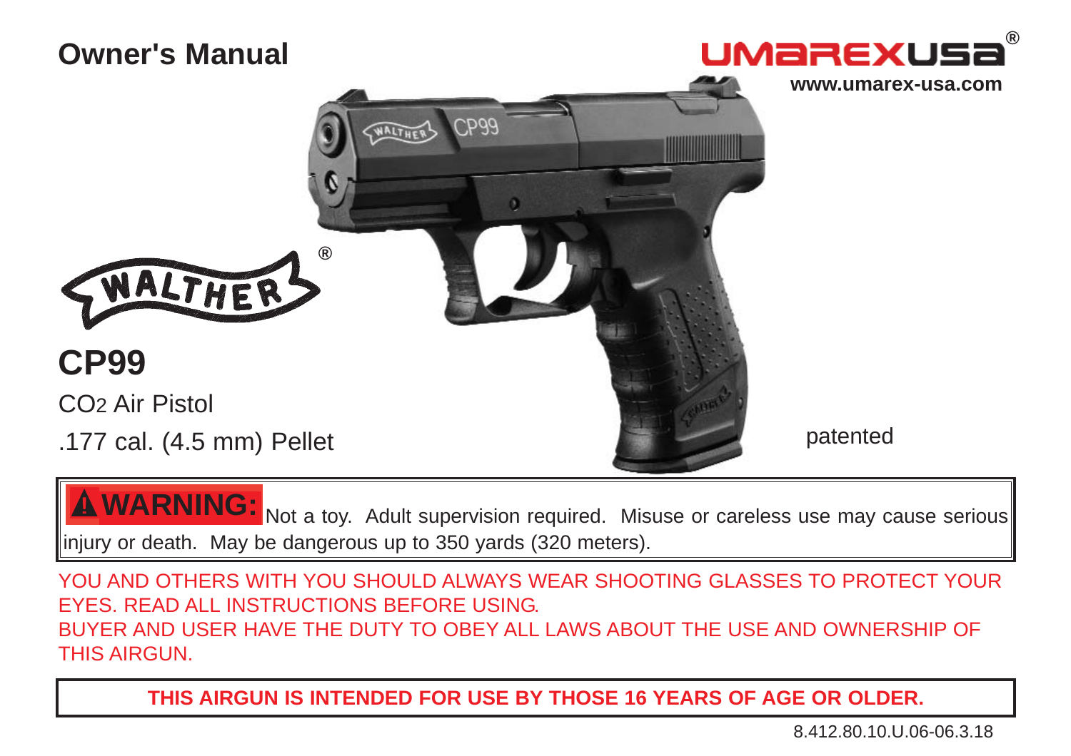# Owner's Manual

UMAREXUSA®

www.umarex-usa.com

WALTHER®

## CP99

$CO_2$ Air Pistol

.177 cal. (4.5 mm) Pellet

patented

**⚠ WARNING:** Not a toy. Adult supervision required. Misuse or careless use may cause serious injury or death. May be dangerous up to 350 yards (320 meters).

YOU AND OTHERS WITH YOU SHOULD ALWAYS WEAR SHOOTING GLASSES TO PROTECT YOUR EYES. READ ALL INSTRUCTIONS BEFORE USING.

BUYER AND USER HAVE THE DUTY TO OBEY ALL LAWS ABOUT THE USE AND OWNERSHIP OF THIS AIRGUN.

**THIS AIRGUN IS INTENDED FOR USE BY THOSE 16 YEARS OF AGE OR OLDER.**

8.412.80.10.U.06-06.3.18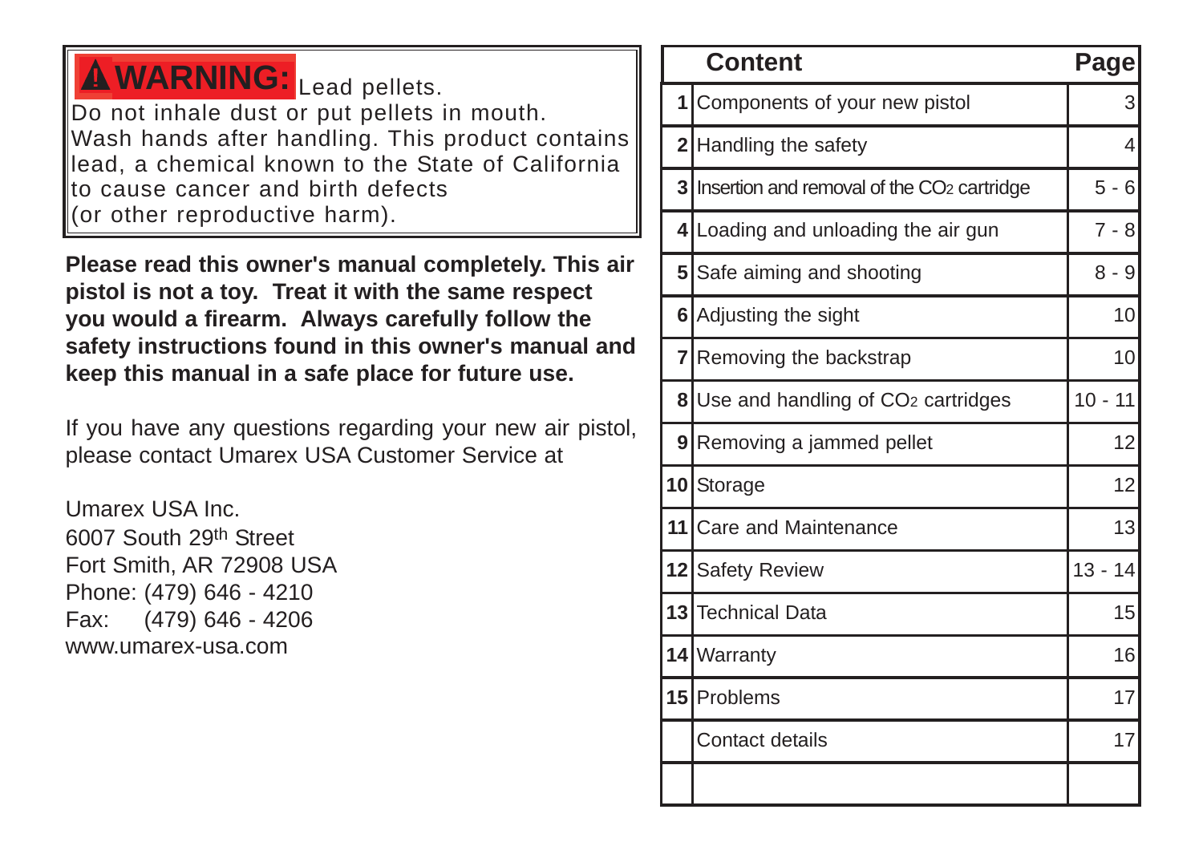**⚠ WARNING:** Lead pellets.
Do not inhale dust or put pellets in mouth.
Wash hands after handling. This product contains lead, a chemical known to the State of California to cause cancer and birth defects (or other reproductive harm).

**Please read this owner's manual completely. This air pistol is not a toy. Treat it with the same respect you would a firearm. Always carefully follow the safety instructions found in this owner's manual and keep this manual in a safe place for future use.**

If you have any questions regarding your new air pistol, please contact Umarex USA Customer Service at

Umarex USA Inc.
6007 South 29th Street
Fort Smith, AR 72908 USA
Phone: (479) 646 - 4210
Fax: (479) 646 - 4206
www.umarex-usa.com

| | Content | Page |
|---|---|---|
| **1** | Components of your new pistol | 3 |
| **2** | Handling the safety | 4 |
| **3** | Insertion and removal of the $CO_2$ cartridge | 5 - 6 |
| **4** | Loading and unloading the air gun | 7 - 8 |
| **5** | Safe aiming and shooting | 8 - 9 |
| **6** | Adjusting the sight | 10 |
| **7** | Removing the backstrap | 10 |
| **8** | Use and handling of $CO_2$ cartridges | 10 - 11 |
| **9** | Removing a jammed pellet | 12 |
| **10** | Storage | 12 |
| **11** | Care and Maintenance | 13 |
| **12** | Safety Review | 13 - 14 |
| **13** | Technical Data | 15 |
| **14** | Warranty | 16 |
| **15** | Problems | 17 |
| | Contact details | 17 |
| | | |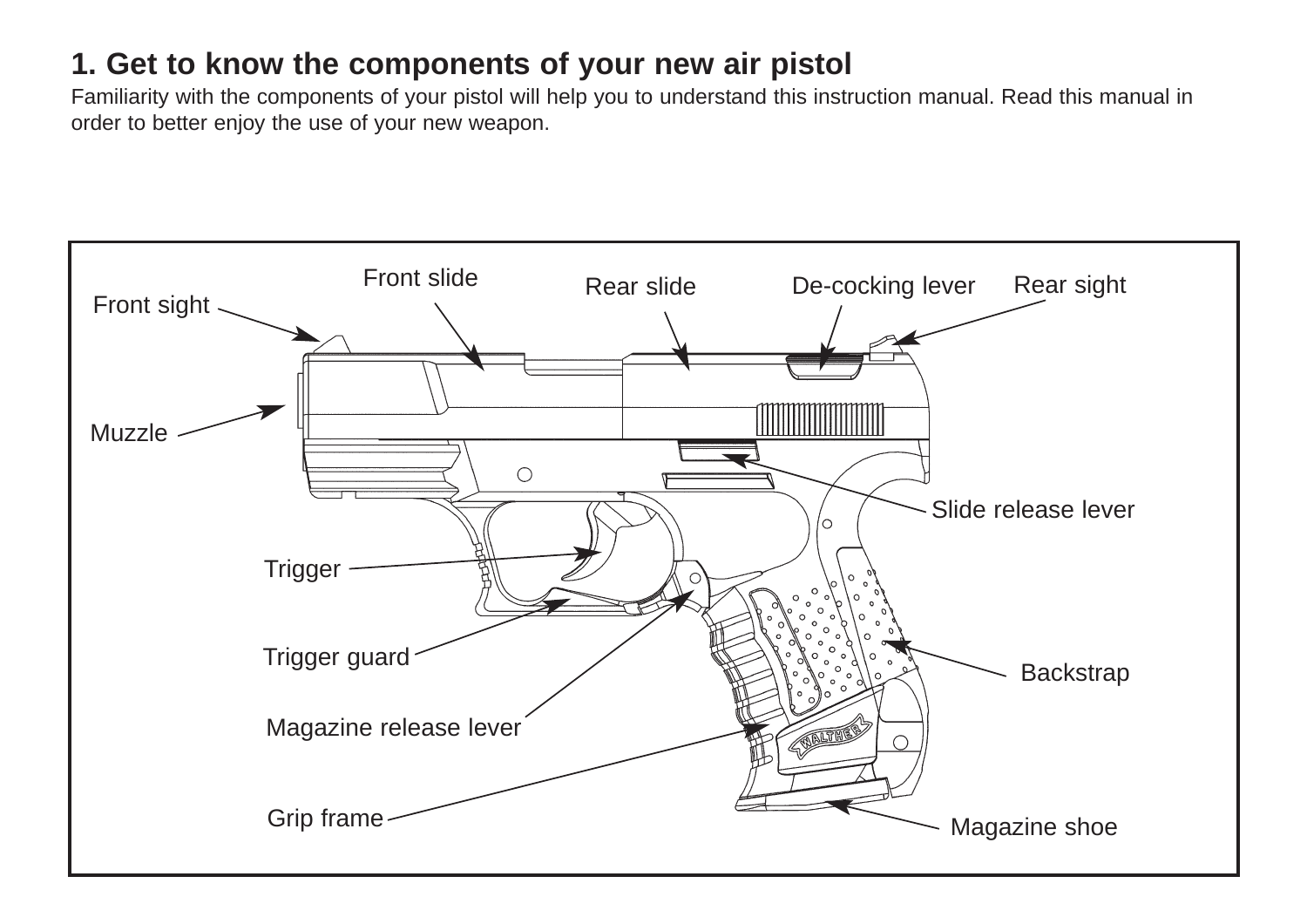# 1. Get to know the components of your new air pistol

Familiarity with the components of your pistol will help you to understand this instruction manual. Read this manual in order to better enjoy the use of your new weapon.

Front slide

Rear slide

De-cocking lever

Rear sight

Front sight

Muzzle

Slide release lever

Trigger

Trigger guard

Backstrap

Magazine release lever

Grip frame

Magazine shoe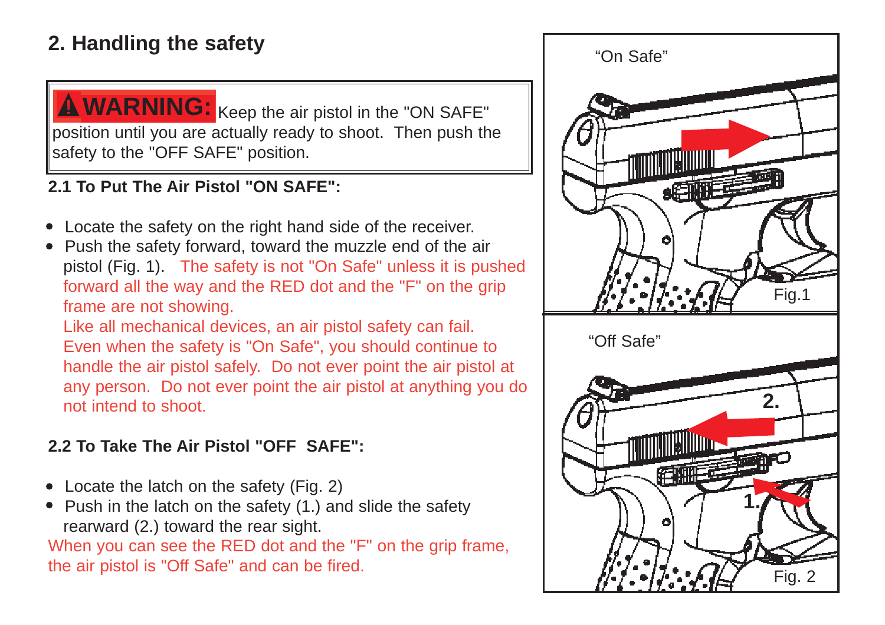## 2. Handling the safety

> **⚠ WARNING:** Keep the air pistol in the "ON SAFE" position until you are actually ready to shoot. Then push the safety to the "OFF SAFE" position.

### 2.1 To Put The Air Pistol "ON SAFE":

- Locate the safety on the right hand side of the receiver.
- Push the safety forward, toward the muzzle end of the air pistol (Fig. 1). The safety is not "On Safe" unless it is pushed forward all the way and the RED dot and the "F" on the grip frame are not showing.

  Like all mechanical devices, an air pistol safety can fail. Even when the safety is "On Safe", you should continue to handle the air pistol safely. Do not ever point the air pistol at any person. Do not ever point the air pistol at anything you do not intend to shoot.

### 2.2 To Take The Air Pistol "OFF SAFE":

- Locate the latch on the safety (Fig. 2)
- Push in the latch on the safety (1.) and slide the safety rearward (2.) toward the rear sight.

When you can see the RED dot and the "F" on the grip frame, the air pistol is "Off Safe" and can be fired.

"On Safe"

Fig.1

"Off Safe"

2.

1.

Fig. 2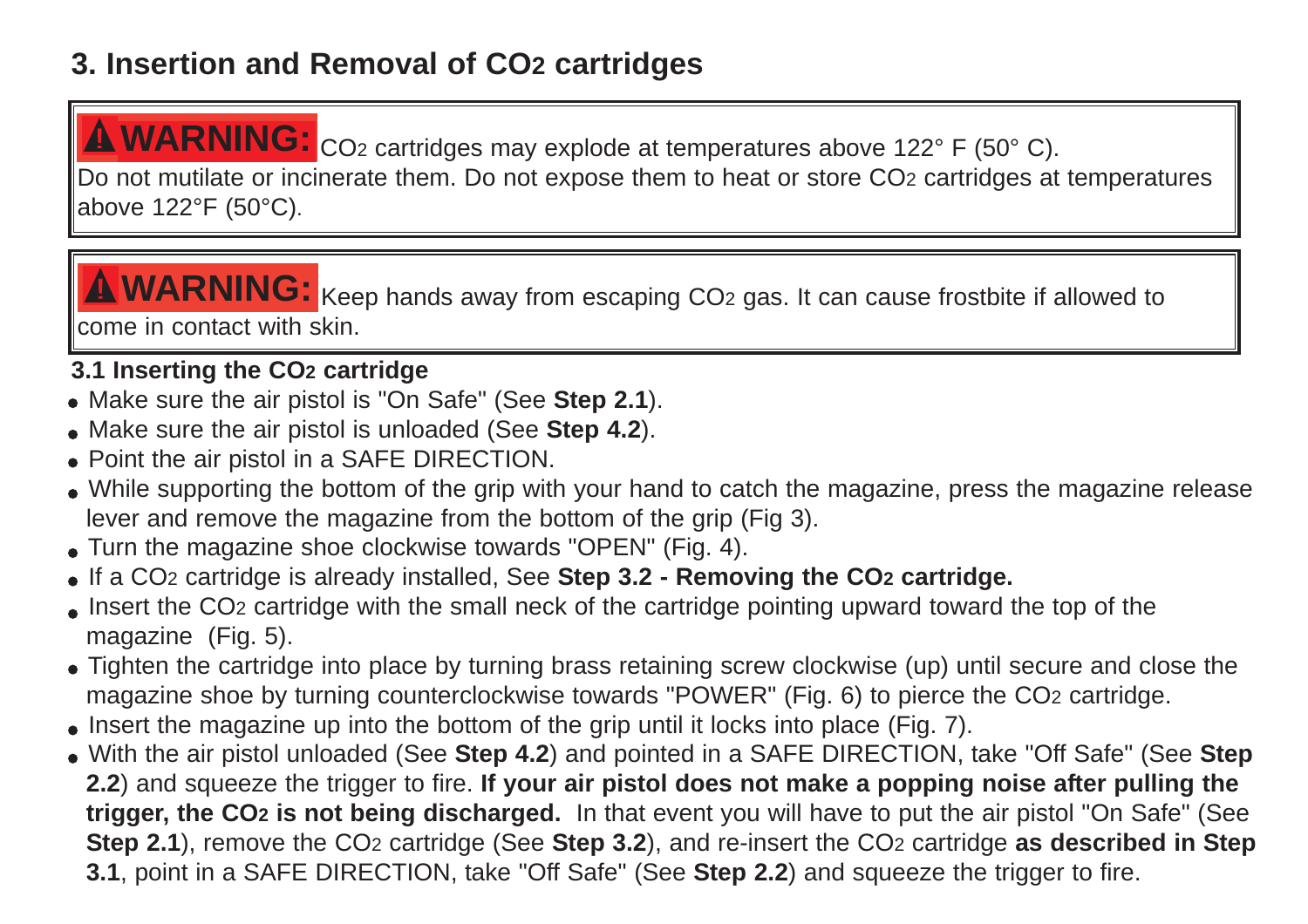## 3. Insertion and Removal of $CO_2$ cartridges

> **⚠ WARNING:** $CO_2$ cartridges may explode at temperatures above 122° F (50° C). Do not mutilate or incinerate them. Do not expose them to heat or store $CO_2$ cartridges at temperatures above 122°F (50°C).

> **⚠ WARNING:** Keep hands away from escaping $CO_2$ gas. It can cause frostbite if allowed to come in contact with skin.

### 3.1 Inserting the $CO_2$ cartridge

- Make sure the air pistol is "On Safe" (See **Step 2.1**).
- Make sure the air pistol is unloaded (See **Step 4.2**).
- Point the air pistol in a SAFE DIRECTION.
- While supporting the bottom of the grip with your hand to catch the magazine, press the magazine release lever and remove the magazine from the bottom of the grip (Fig 3).
- Turn the magazine shoe clockwise towards "OPEN" (Fig. 4).
- If a $CO_2$ cartridge is already installed, See **Step 3.2 - Removing the $CO_2$ cartridge.**
- Insert the $CO_2$ cartridge with the small neck of the cartridge pointing upward toward the top of the magazine (Fig. 5).
- Tighten the cartridge into place by turning brass retaining screw clockwise (up) until secure and close the magazine shoe by turning counterclockwise towards "POWER" (Fig. 6) to pierce the $CO_2$ cartridge.
- Insert the magazine up into the bottom of the grip until it locks into place (Fig. 7).
- With the air pistol unloaded (See **Step 4.2**) and pointed in a SAFE DIRECTION, take "Off Safe" (See **Step 2.2**) and squeeze the trigger to fire. **If your air pistol does not make a popping noise after pulling the trigger, the $CO_2$ is not being discharged.** In that event you will have to put the air pistol "On Safe" (See **Step 2.1**), remove the $CO_2$ cartridge (See **Step 3.2**), and re-insert the $CO_2$ cartridge **as described in Step 3.1**, point in a SAFE DIRECTION, take "Off Safe" (See **Step 2.2**) and squeeze the trigger to fire.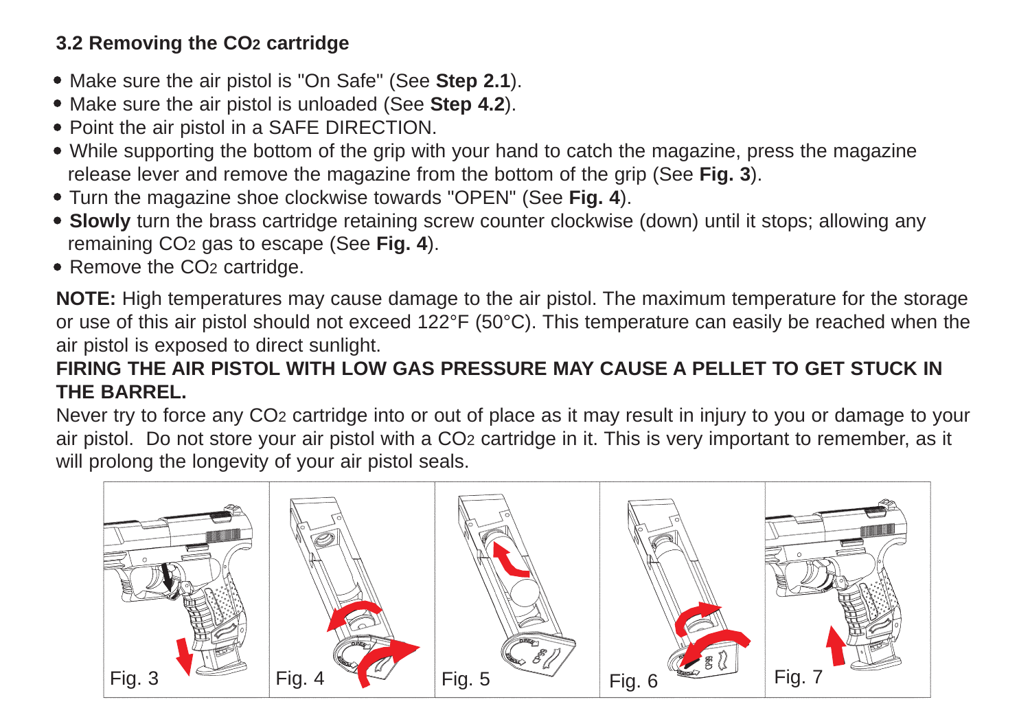### 3.2 Removing the $CO_2$ cartridge

- Make sure the air pistol is "On Safe" (See **Step 2.1**).
- Make sure the air pistol is unloaded (See **Step 4.2**).
- Point the air pistol in a SAFE DIRECTION.
- While supporting the bottom of the grip with your hand to catch the magazine, press the magazine release lever and remove the magazine from the bottom of the grip (See **Fig. 3**).
- Turn the magazine shoe clockwise towards "OPEN" (See **Fig. 4**).
- **Slowly** turn the brass cartridge retaining screw counter clockwise (down) until it stops; allowing any remaining $CO_2$ gas to escape (See **Fig. 4**).
- Remove the $CO_2$ cartridge.

**NOTE:** High temperatures may cause damage to the air pistol. The maximum temperature for the storage or use of this air pistol should not exceed 122°F (50°C). This temperature can easily be reached when the air pistol is exposed to direct sunlight.

**FIRING THE AIR PISTOL WITH LOW GAS PRESSURE MAY CAUSE A PELLET TO GET STUCK IN THE BARREL.**

Never try to force any $CO_2$ cartridge into or out of place as it may result in injury to you or damage to your air pistol. Do not store your air pistol with a $CO_2$ cartridge in it. This is very important to remember, as it will prolong the longevity of your air pistol seals.

Fig. 3 Fig. 4 Fig. 5 Fig. 6 Fig. 7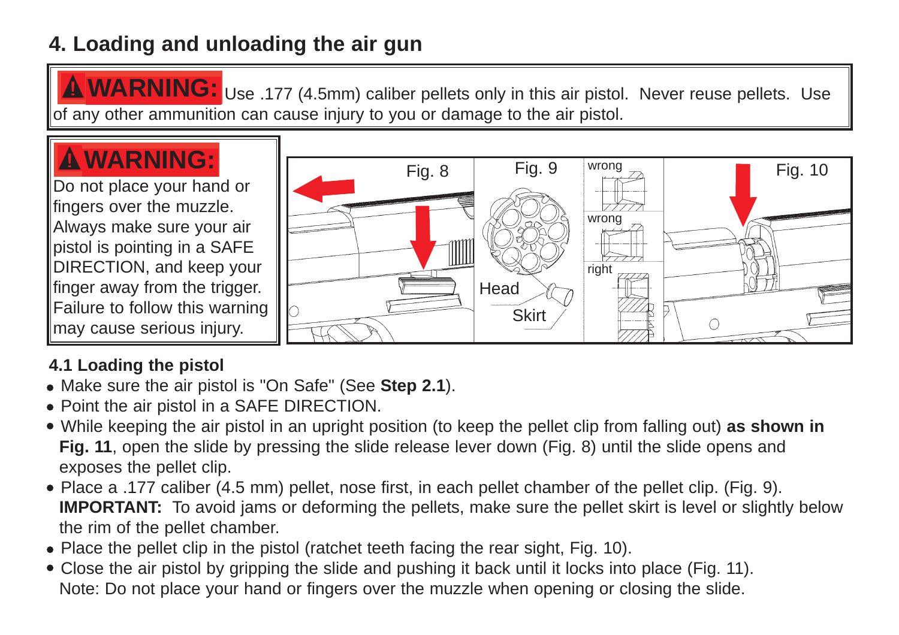## 4. Loading and unloading the air gun

**⚠ WARNING:** Use .177 (4.5mm) caliber pellets only in this air pistol. Never reuse pellets. Use of any other ammunition can cause injury to you or damage to the air pistol.

**⚠ WARNING:**
Do not place your hand or fingers over the muzzle. Always make sure your air pistol is pointing in a SAFE DIRECTION, and keep your finger away from the trigger. Failure to follow this warning may cause serious injury.

Fig. 8 Fig. 9 Fig. 10

### 4.1 Loading the pistol

- Make sure the air pistol is "On Safe" (See **Step 2.1**).
- Point the air pistol in a SAFE DIRECTION.
- While keeping the air pistol in an upright position (to keep the pellet clip from falling out) **as shown in Fig. 11**, open the slide by pressing the slide release lever down (Fig. 8) until the slide opens and exposes the pellet clip.
- Place a .177 caliber (4.5 mm) pellet, nose first, in each pellet chamber of the pellet clip. (Fig. 9).
  **IMPORTANT:** To avoid jams or deforming the pellets, make sure the pellet skirt is level or slightly below the rim of the pellet chamber.
- Place the pellet clip in the pistol (ratchet teeth facing the rear sight, Fig. 10).
- Close the air pistol by gripping the slide and pushing it back until it locks into place (Fig. 11).
  Note: Do not place your hand or fingers over the muzzle when opening or closing the slide.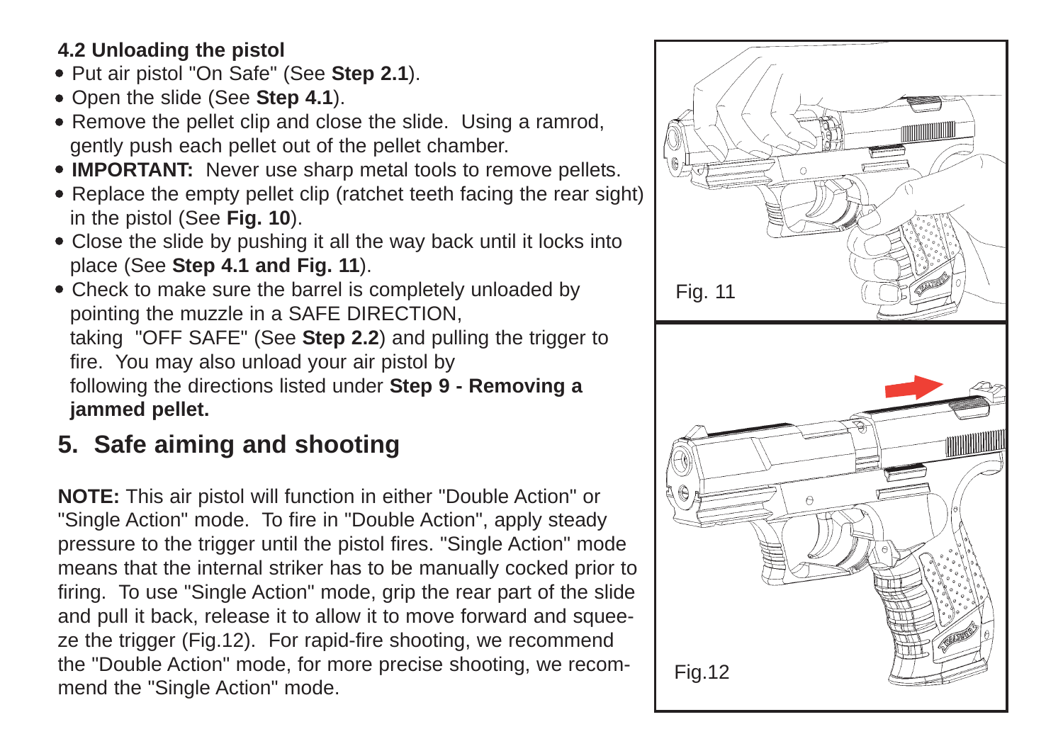### 4.2 Unloading the pistol

- Put air pistol "On Safe" (See **Step 2.1**).
- Open the slide (See **Step 4.1**).
- Remove the pellet clip and close the slide. Using a ramrod, gently push each pellet out of the pellet chamber.
- **IMPORTANT:** Never use sharp metal tools to remove pellets.
- Replace the empty pellet clip (ratchet teeth facing the rear sight) in the pistol (See **Fig. 10**).
- Close the slide by pushing it all the way back until it locks into place (See **Step 4.1 and Fig. 11**).
- Check to make sure the barrel is completely unloaded by pointing the muzzle in a SAFE DIRECTION, taking "OFF SAFE" (See **Step 2.2**) and pulling the trigger to fire. You may also unload your air pistol by following the directions listed under **Step 9 - Removing a jammed pellet.**

## 5. Safe aiming and shooting

**NOTE:** This air pistol will function in either "Double Action" or "Single Action" mode. To fire in "Double Action", apply steady pressure to the trigger until the pistol fires. "Single Action" mode means that the internal striker has to be manually cocked prior to firing. To use "Single Action" mode, grip the rear part of the slide and pull it back, release it to allow it to move forward and squeeze the trigger (Fig.12). For rapid-fire shooting, we recommend the "Double Action" mode, for more precise shooting, we recommend the "Single Action" mode.

Fig. 11

Fig.12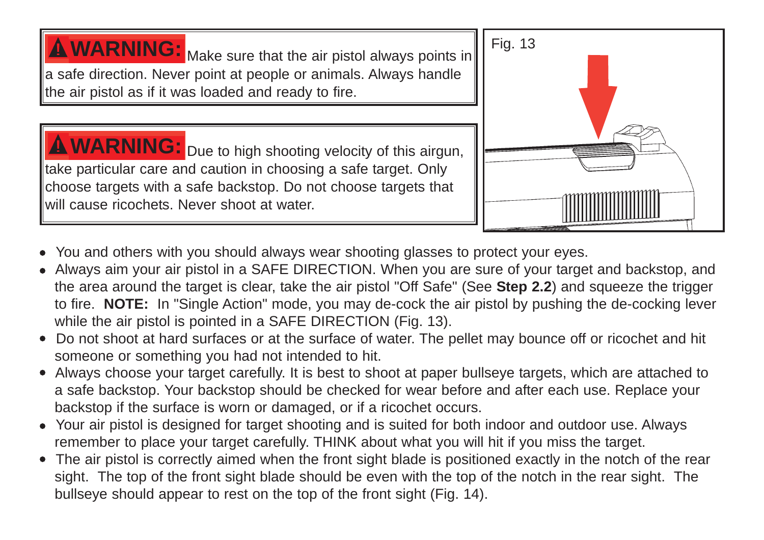**⚠ WARNING:** Make sure that the air pistol always points in a safe direction. Never point at people or animals. Always handle the air pistol as if it was loaded and ready to fire.

**⚠ WARNING:** Due to high shooting velocity of this airgun, take particular care and caution in choosing a safe target. Only choose targets with a safe backstop. Do not choose targets that will cause ricochets. Never shoot at water.

Fig. 13

- You and others with you should always wear shooting glasses to protect your eyes.
- Always aim your air pistol in a SAFE DIRECTION. When you are sure of your target and backstop, and the area around the target is clear, take the air pistol "Off Safe" (See **Step 2.2**) and squeeze the trigger to fire. **NOTE:** In "Single Action" mode, you may de-cock the air pistol by pushing the de-cocking lever while the air pistol is pointed in a SAFE DIRECTION (Fig. 13).
- Do not shoot at hard surfaces or at the surface of water. The pellet may bounce off or ricochet and hit someone or something you had not intended to hit.
- Always choose your target carefully. It is best to shoot at paper bullseye targets, which are attached to a safe backstop. Your backstop should be checked for wear before and after each use. Replace your backstop if the surface is worn or damaged, or if a ricochet occurs.
- Your air pistol is designed for target shooting and is suited for both indoor and outdoor use. Always remember to place your target carefully. THINK about what you will hit if you miss the target.
- The air pistol is correctly aimed when the front sight blade is positioned exactly in the notch of the rear sight. The top of the front sight blade should be even with the top of the notch in the rear sight. The bullseye should appear to rest on the top of the front sight (Fig. 14).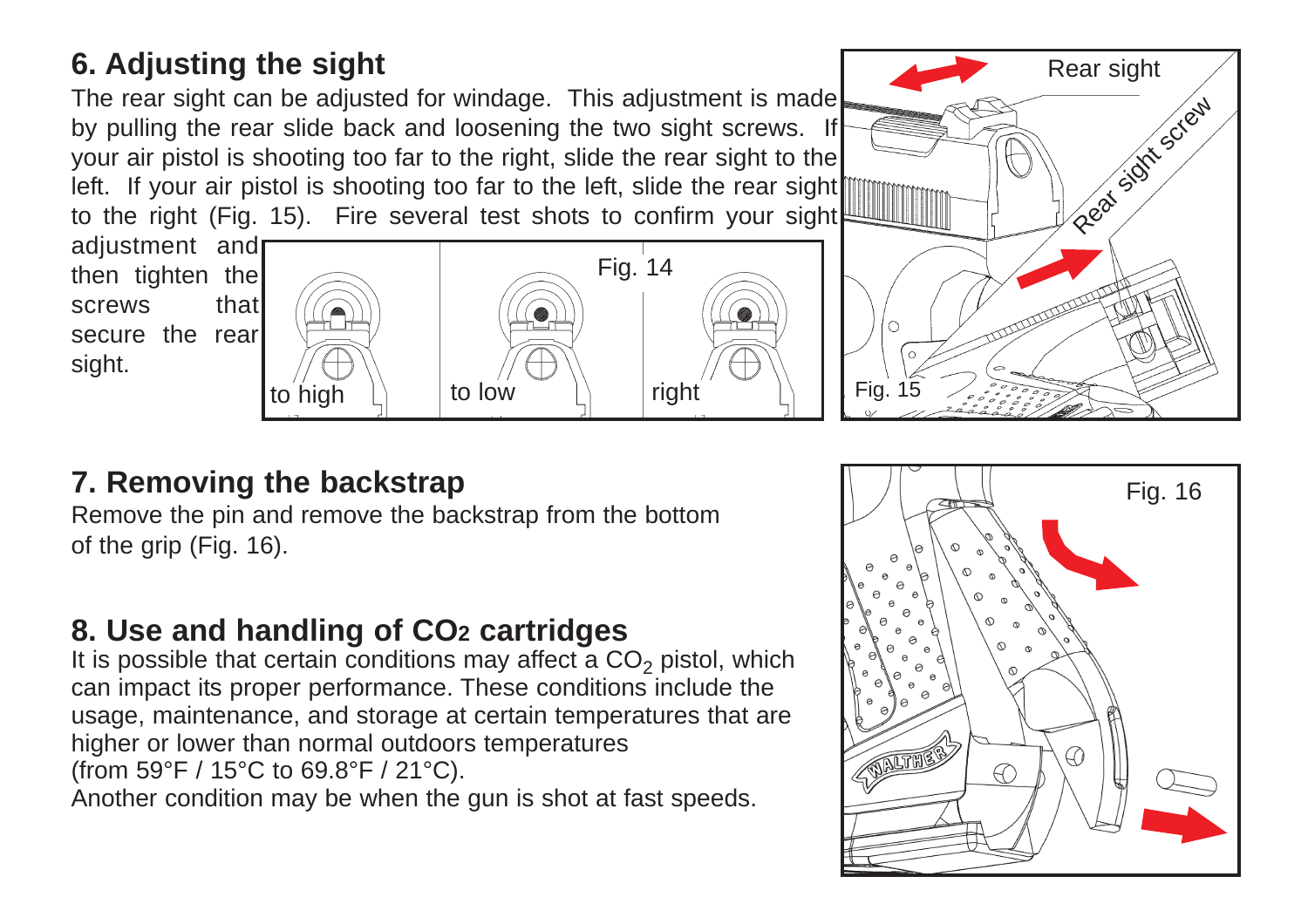## 6. Adjusting the sight

The rear sight can be adjusted for windage. This adjustment is made by pulling the rear slide back and loosening the two sight screws. If your air pistol is shooting too far to the right, slide the rear sight to the left. If your air pistol is shooting too far to the left, slide the rear sight to the right (Fig. 15). Fire several test shots to confirm your sight adjustment and then tighten the screws that secure the rear sight.

Fig. 14

Fig. 15

## 7. Removing the backstrap

Remove the pin and remove the backstrap from the bottom of the grip (Fig. 16).

Fig. 16

## 8. Use and handling of $CO_2$ cartridges

It is possible that certain conditions may affect a $CO_2$ pistol, which can impact its proper performance. These conditions include the usage, maintenance, and storage at certain temperatures that are higher or lower than normal outdoors temperatures (from 59°F / 15°C to 69.8°F / 21°C).
Another condition may be when the gun is shot at fast speeds.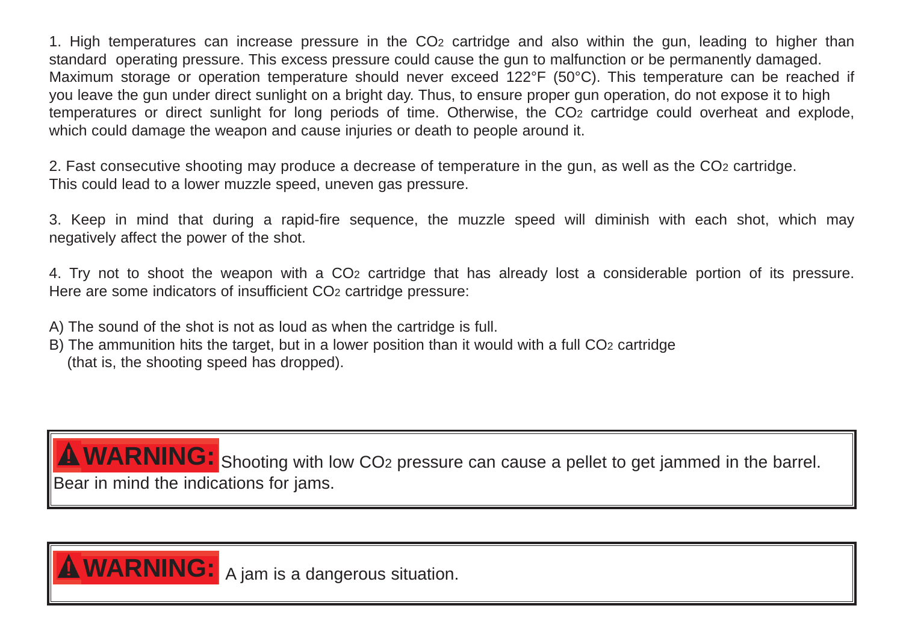1. High temperatures can increase pressure in the $CO_2$ cartridge and also within the gun, leading to higher than standard operating pressure. This excess pressure could cause the gun to malfunction or be permanently damaged. Maximum storage or operation temperature should never exceed 122°F (50°C). This temperature can be reached if you leave the gun under direct sunlight on a bright day. Thus, to ensure proper gun operation, do not expose it to high temperatures or direct sunlight for long periods of time. Otherwise, the $CO_2$ cartridge could overheat and explode, which could damage the weapon and cause injuries or death to people around it.

2. Fast consecutive shooting may produce a decrease of temperature in the gun, as well as the $CO_2$ cartridge. This could lead to a lower muzzle speed, uneven gas pressure.

3. Keep in mind that during a rapid-fire sequence, the muzzle speed will diminish with each shot, which may negatively affect the power of the shot.

4. Try not to shoot the weapon with a $CO_2$ cartridge that has already lost a considerable portion of its pressure. Here are some indicators of insufficient $CO_2$ cartridge pressure:

A) The sound of the shot is not as loud as when the cartridge is full.
B) The ammunition hits the target, but in a lower position than it would with a full $CO_2$ cartridge (that is, the shooting speed has dropped).

> **⚠ WARNING:** Shooting with low $CO_2$ pressure can cause a pellet to get jammed in the barrel. Bear in mind the indications for jams.

> **⚠ WARNING:** A jam is a dangerous situation.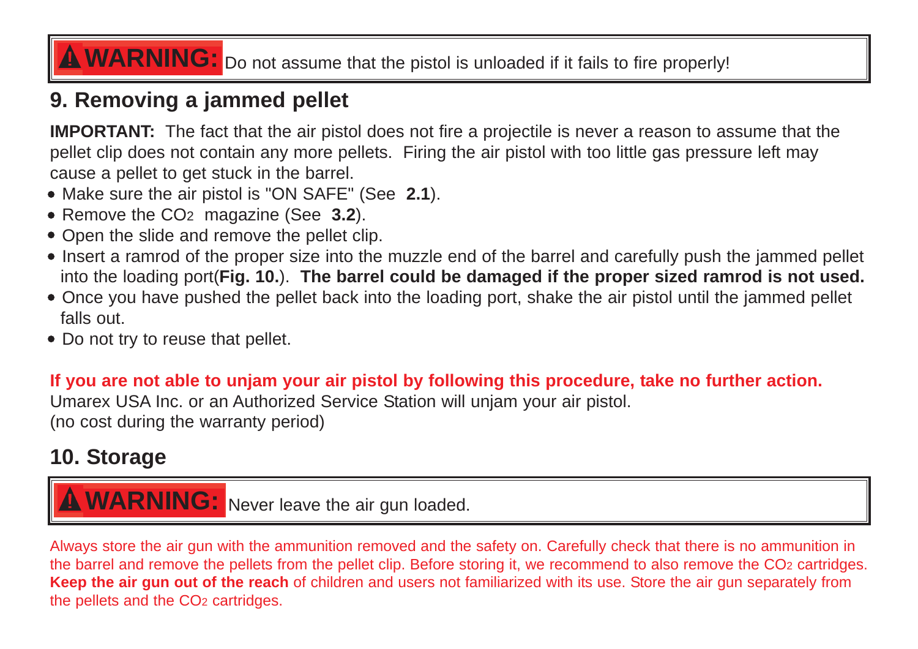**⚠ WARNING:** Do not assume that the pistol is unloaded if it fails to fire properly!

## 9. Removing a jammed pellet

**IMPORTANT:** The fact that the air pistol does not fire a projectile is never a reason to assume that the pellet clip does not contain any more pellets. Firing the air pistol with too little gas pressure left may cause a pellet to get stuck in the barrel.

- Make sure the air pistol is "ON SAFE" (See **2.1**).
- Remove the $CO_2$ magazine (See **3.2**).
- Open the slide and remove the pellet clip.
- Insert a ramrod of the proper size into the muzzle end of the barrel and carefully push the jammed pellet into the loading port(**Fig. 10.**). **The barrel could be damaged if the proper sized ramrod is not used.**
- Once you have pushed the pellet back into the loading port, shake the air pistol until the jammed pellet falls out.
- Do not try to reuse that pellet.

**If you are not able to unjam your air pistol by following this procedure, take no further action.**
Umarex USA Inc. or an Authorized Service Station will unjam your air pistol.
(no cost during the warranty period)

## 10. Storage

**⚠ WARNING:** Never leave the air gun loaded.

Always store the air gun with the ammunition removed and the safety on. Carefully check that there is no ammunition in the barrel and remove the pellets from the pellet clip. Before storing it, we recommend to also remove the $CO_2$ cartridges. **Keep the air gun out of the reach** of children and users not familiarized with its use. Store the air gun separately from the pellets and the $CO_2$ cartridges.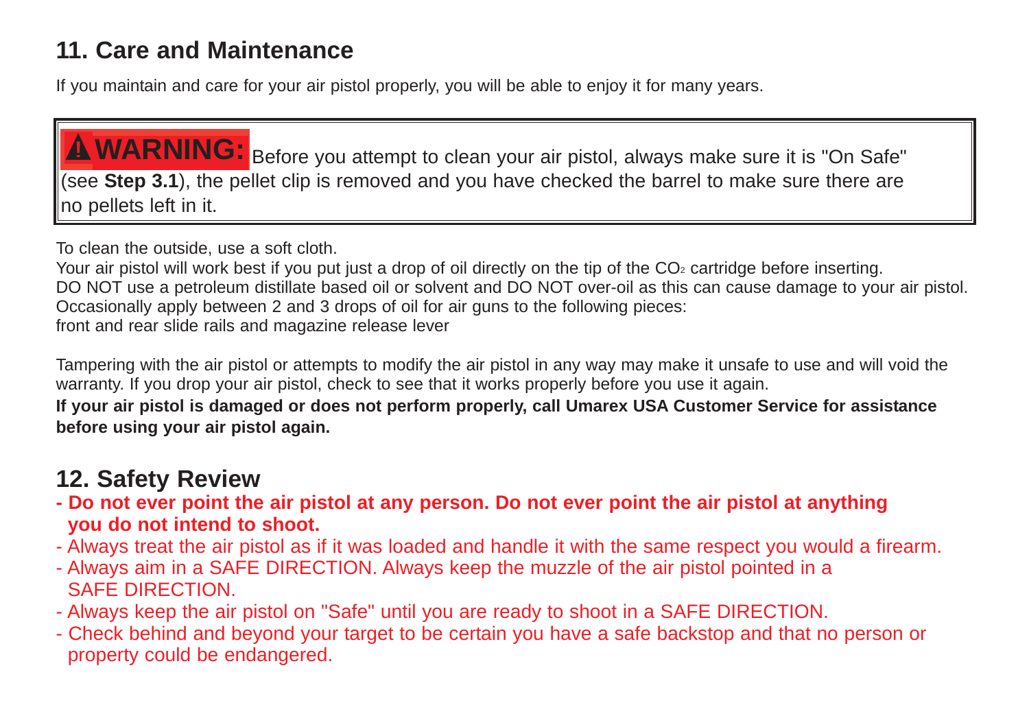## 11. Care and Maintenance

If you maintain and care for your air pistol properly, you will be able to enjoy it for many years.

> **⚠ WARNING:** Before you attempt to clean your air pistol, always make sure it is "On Safe" (see **Step 3.1**), the pellet clip is removed and you have checked the barrel to make sure there are no pellets left in it.

To clean the outside, use a soft cloth.
Your air pistol will work best if you put just a drop of oil directly on the tip of the $CO_2$ cartridge before inserting.
DO NOT use a petroleum distillate based oil or solvent and DO NOT over-oil as this can cause damage to your air pistol.
Occasionally apply between 2 and 3 drops of oil for air guns to the following pieces:
front and rear slide rails and magazine release lever

Tampering with the air pistol or attempts to modify the air pistol in any way may make it unsafe to use and will void the warranty. If you drop your air pistol, check to see that it works properly before you use it again.
**If your air pistol is damaged or does not perform properly, call Umarex USA Customer Service for assistance before using your air pistol again.**

## 12. Safety Review

- **Do not ever point the air pistol at any person. Do not ever point the air pistol at anything you do not intend to shoot.**
- Always treat the air pistol as if it was loaded and handle it with the same respect you would a firearm.
- Always aim in a SAFE DIRECTION. Always keep the muzzle of the air pistol pointed in a SAFE DIRECTION.
- Always keep the air pistol on "Safe" until you are ready to shoot in a SAFE DIRECTION.
- Check behind and beyond your target to be certain you have a safe backstop and that no person or property could be endangered.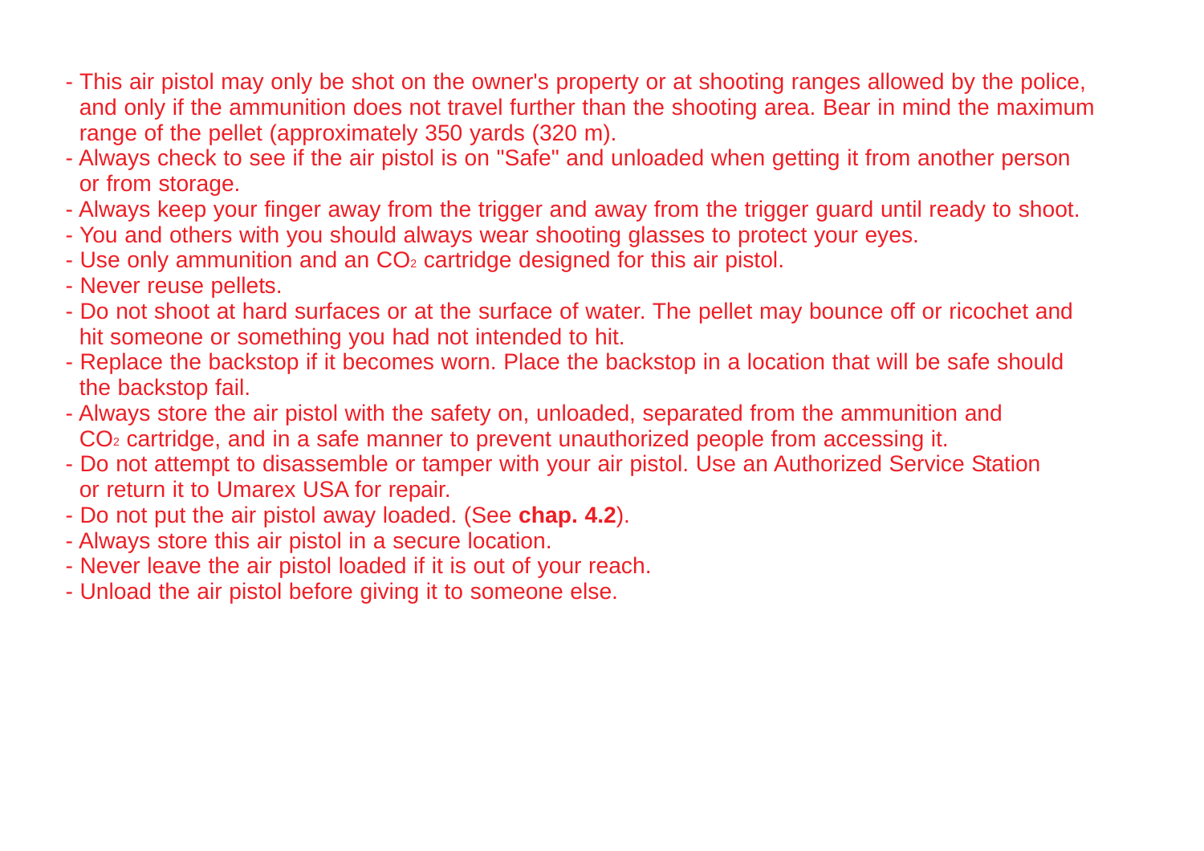- This air pistol may only be shot on the owner's property or at shooting ranges allowed by the police, and only if the ammunition does not travel further than the shooting area. Bear in mind the maximum range of the pellet (approximately 350 yards (320 m).
- Always check to see if the air pistol is on "Safe" and unloaded when getting it from another person or from storage.
- Always keep your finger away from the trigger and away from the trigger guard until ready to shoot.
- You and others with you should always wear shooting glasses to protect your eyes.
- Use only ammunition and an $CO_2$ cartridge designed for this air pistol.
- Never reuse pellets.
- Do not shoot at hard surfaces or at the surface of water. The pellet may bounce off or ricochet and hit someone or something you had not intended to hit.
- Replace the backstop if it becomes worn. Place the backstop in a location that will be safe should the backstop fail.
- Always store the air pistol with the safety on, unloaded, separated from the ammunition and $CO_2$ cartridge, and in a safe manner to prevent unauthorized people from accessing it.
- Do not attempt to disassemble or tamper with your air pistol. Use an Authorized Service Station or return it to Umarex USA for repair.
- Do not put the air pistol away loaded. (See **chap. 4.2**).
- Always store this air pistol in a secure location.
- Never leave the air pistol loaded if it is out of your reach.
- Unload the air pistol before giving it to someone else.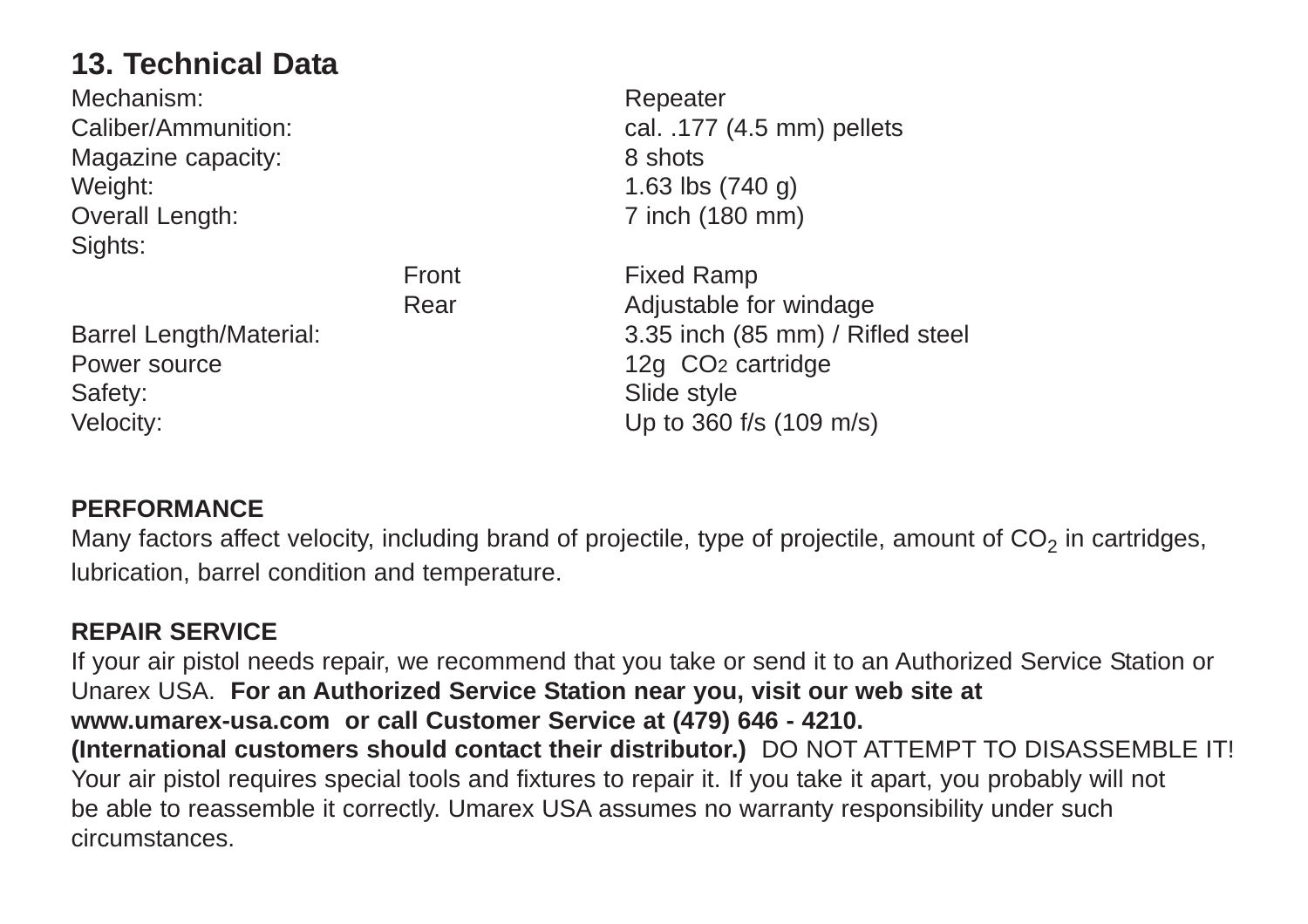## 13. Technical Data

| | | |
|---|---|---|
| Mechanism: | | Repeater |
| Caliber/Ammunition: | | cal. .177 (4.5 mm) pellets |
| Magazine capacity: | | 8 shots |
| Weight: | | 1.63 lbs (740 g) |
| Overall Length: | | 7 inch (180 mm) |
| Sights: | | |
| | Front | Fixed Ramp |
| | Rear | Adjustable for windage |
| Barrel Length/Material: | | 3.35 inch (85 mm) / Rifled steel |
| Power source | | 12g $CO_2$ cartridge |
| Safety: | | Slide style |
| Velocity: | | Up to 360 f/s (109 m/s) |

**PERFORMANCE**

Many factors affect velocity, including brand of projectile, type of projectile, amount of $CO_2$ in cartridges, lubrication, barrel condition and temperature.

**REPAIR SERVICE**

If your air pistol needs repair, we recommend that you take or send it to an Authorized Service Station or Unarex USA. **For an Authorized Service Station near you, visit our web site at www.umarex-usa.com or call Customer Service at (479) 646 - 4210. (International customers should contact their distributor.)** DO NOT ATTEMPT TO DISASSEMBLE IT! Your air pistol requires special tools and fixtures to repair it. If you take it apart, you probably will not be able to reassemble it correctly. Umarex USA assumes no warranty responsibility under such circumstances.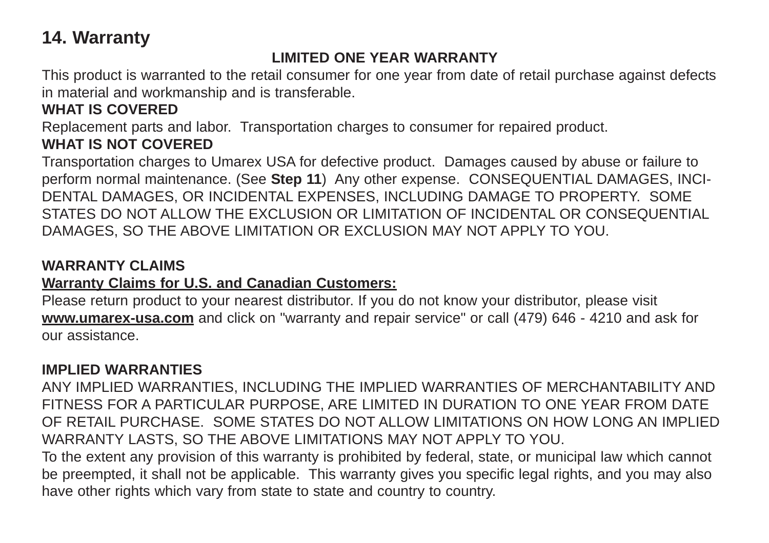## 14. Warranty

**LIMITED ONE YEAR WARRANTY**

This product is warranted to the retail consumer for one year from date of retail purchase against defects in material and workmanship and is transferable.

**WHAT IS COVERED**

Replacement parts and labor. Transportation charges to consumer for repaired product.

**WHAT IS NOT COVERED**

Transportation charges to Umarex USA for defective product. Damages caused by abuse or failure to perform normal maintenance. (See **Step 11**) Any other expense. CONSEQUENTIAL DAMAGES, INCIDENTAL DAMAGES, OR INCIDENTAL EXPENSES, INCLUDING DAMAGE TO PROPERTY. SOME STATES DO NOT ALLOW THE EXCLUSION OR LIMITATION OF INCIDENTAL OR CONSEQUENTIAL DAMAGES, SO THE ABOVE LIMITATION OR EXCLUSION MAY NOT APPLY TO YOU.

**WARRANTY CLAIMS**

**Warranty Claims for U.S. and Canadian Customers:**

Please return product to your nearest distributor. If you do not know your distributor, please visit **www.umarex-usa.com** and click on "warranty and repair service" or call (479) 646 - 4210 and ask for our assistance.

**IMPLIED WARRANTIES**

ANY IMPLIED WARRANTIES, INCLUDING THE IMPLIED WARRANTIES OF MERCHANTABILITY AND FITNESS FOR A PARTICULAR PURPOSE, ARE LIMITED IN DURATION TO ONE YEAR FROM DATE OF RETAIL PURCHASE. SOME STATES DO NOT ALLOW LIMITATIONS ON HOW LONG AN IMPLIED WARRANTY LASTS, SO THE ABOVE LIMITATIONS MAY NOT APPLY TO YOU.

To the extent any provision of this warranty is prohibited by federal, state, or municipal law which cannot be preempted, it shall not be applicable. This warranty gives you specific legal rights, and you may also have other rights which vary from state to state and country to country.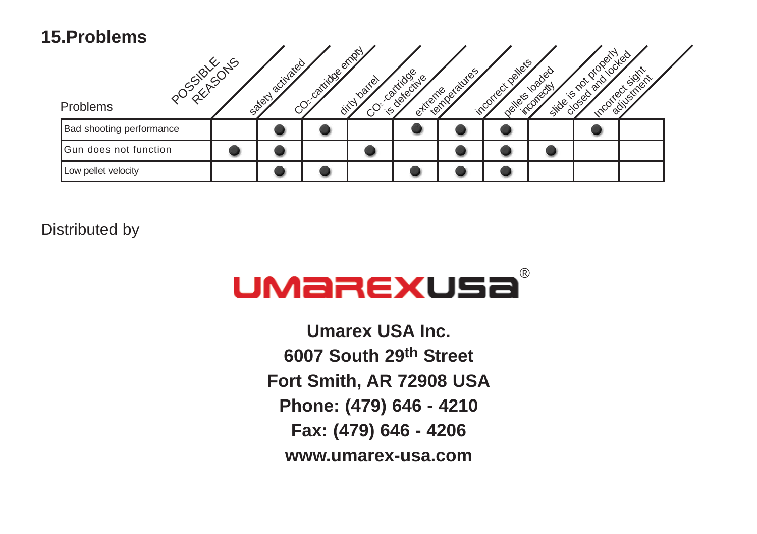## 15.Problems

| Problems / POSSIBLE REASONS | safety activated | $CO_2$-cartridge empty | dirty barrel | $CO_2$-cartridge is defective | extreme temperatures | incorrect pellets | pellets loaded incorrectly | slide is not properly closed and locked | Incorrect sight adjustment | |
|---|---|---|---|---|---|---|---|---|---|---|
| Bad shooting performance | | ● | ● | | ● | ● | ● | | ● | |
| Gun does not function | ● | ● | | ● | | ● | ● | ● | | |
| Low pellet velocity | | ● | ● | | ● | ● | ● | | | |

Distributed by

UMAREXUSA®

**Umarex USA Inc.**
**6007 South 29th Street**
**Fort Smith, AR 72908 USA**
**Phone: (479) 646 - 4210**
**Fax: (479) 646 - 4206**
**www.umarex-usa.com**